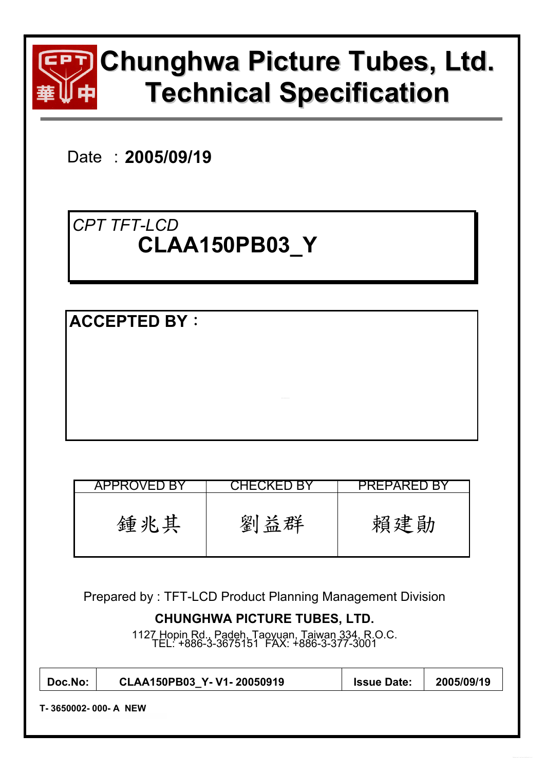# Chunghwa Picture Tubes, Ltd.
# Technical Specification

Date ：**2005/09/19**

*CPT TFT-LCD*

**CLAA150PB03_Y**

**ACCEPTED BY：**

| APPROVED BY | CHECKED BY | PREPARED BY |
| --- | --- | --- |
| 鍾兆其 | 劉益群 | 賴建勛 |

Prepared by : TFT-LCD Product Planning Management Division

**CHUNGHWA PICTURE TUBES, LTD.**

1127 Hopin Rd., Padeh, Taoyuan, Taiwan 334, R.O.C.
TEL: +886-3-3675151 FAX: +886-3-377-3001

| | | | |
| --- | --- | --- | --- |
| **Doc.No:** | **CLAA150PB03_Y- V1- 20050919** | **Issue Date:** | **2005/09/19** |

**T- 3650002- 000- A NEW**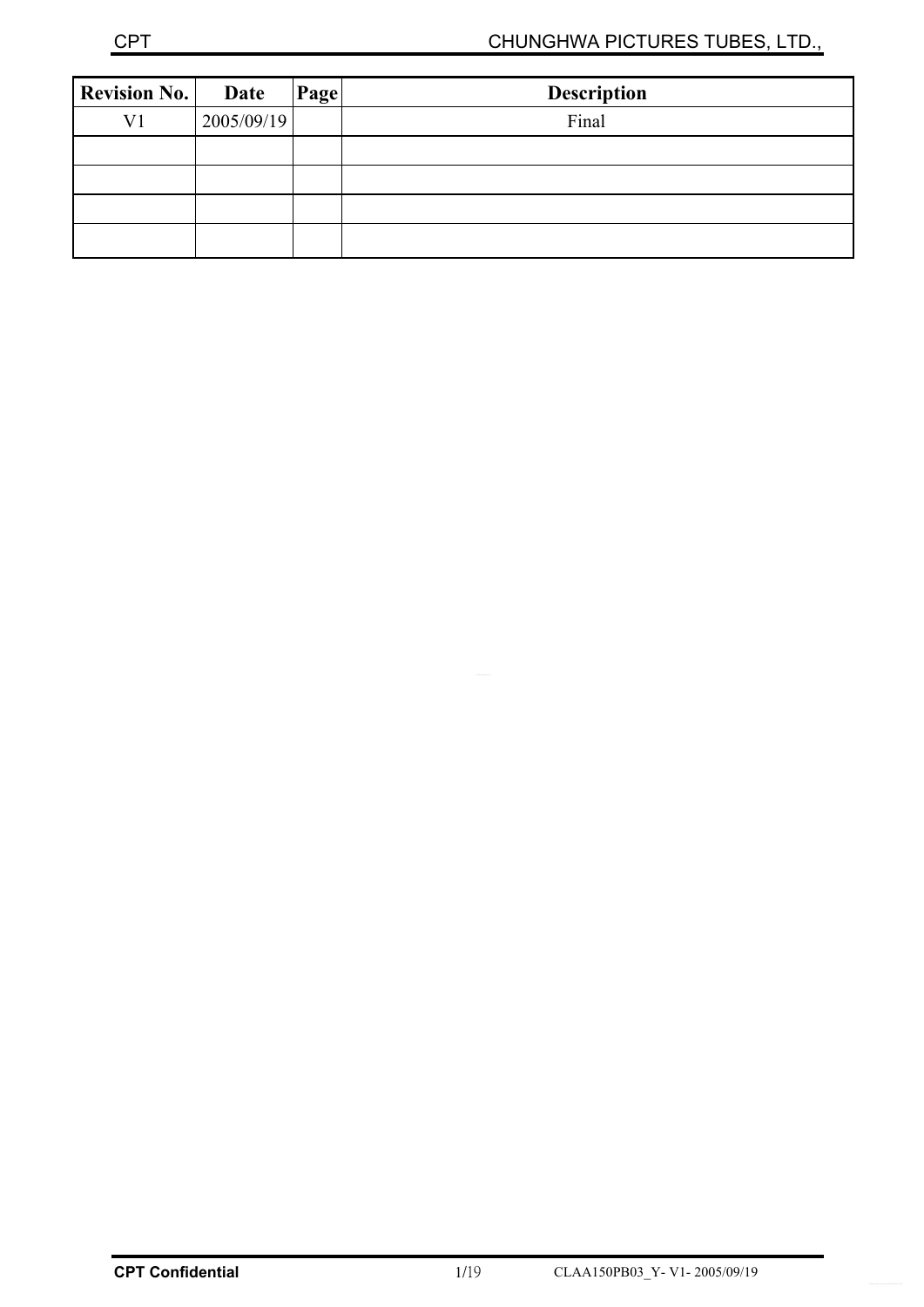| Revision No. | Date | Page | Description |
|---|---|---|---|
| V1 | 2005/09/19 | | Final |
| | | | |
| | | | |
| | | | |
| | | | |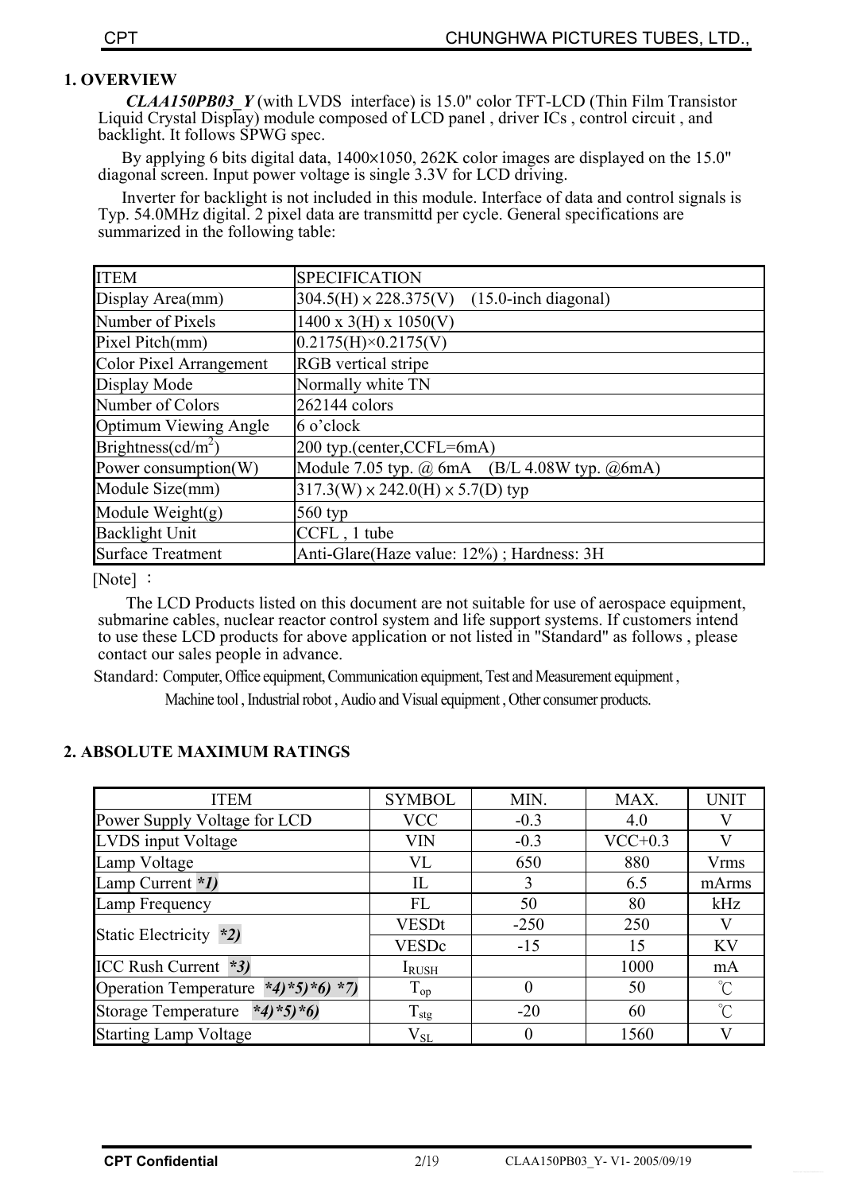## 1. OVERVIEW

***CLAA150PB03_Y*** (with LVDS interface) is 15.0" color TFT-LCD (Thin Film Transistor Liquid Crystal Display) module composed of LCD panel , driver ICs , control circuit , and backlight. It follows SPWG spec.

By applying 6 bits digital data, 1400×1050, 262K color images are displayed on the 15.0" diagonal screen. Input power voltage is single 3.3V for LCD driving.

Inverter for backlight is not included in this module. Interface of data and control signals is Typ. 54.0MHz digital. 2 pixel data are transmittd per cycle. General specifications are summarized in the following table:

| ITEM | SPECIFICATION |
|---|---|
| Display Area(mm) | 304.5(H) × 228.375(V) (15.0-inch diagonal) |
| Number of Pixels | 1400 x 3(H) x 1050(V) |
| Pixel Pitch(mm) | 0.2175(H)×0.2175(V) |
| Color Pixel Arrangement | RGB vertical stripe |
| Display Mode | Normally white TN |
| Number of Colors | 262144 colors |
| Optimum Viewing Angle | 6 o'clock |
| Brightness($cd/m^2$) | 200 typ.(center,CCFL=6mA) |
| Power consumption(W) | Module 7.05 typ. @ 6mA (B/L 4.08W typ. @6mA) |
| Module Size(mm) | 317.3(W) × 242.0(H) × 5.7(D) typ |
| Module Weight(g) | 560 typ |
| Backlight Unit | CCFL , 1 tube |
| Surface Treatment | Anti-Glare(Haze value: 12%) ; Hardness: 3H |

[Note] ：

The LCD Products listed on this document are not suitable for use of aerospace equipment, submarine cables, nuclear reactor control system and life support systems. If customers intend to use these LCD products for above application or not listed in "Standard" as follows , please contact our sales people in advance.

Standard: Computer, Office equipment, Communication equipment, Test and Measurement equipment , Machine tool , Industrial robot , Audio and Visual equipment , Other consumer products.

## 2. ABSOLUTE MAXIMUM RATINGS

| ITEM | SYMBOL | MIN. | MAX. | UNIT |
|---|---|---|---|---|
| Power Supply Voltage for LCD | VCC | -0.3 | 4.0 | V |
| LVDS input Voltage | VIN | -0.3 | VCC+0.3 | V |
| Lamp Voltage | VL | 650 | 880 | Vrms |
| Lamp Current ***1)** | IL | 3 | 6.5 | mArms |
| Lamp Frequency | FL | 50 | 80 | kHz |
| Static Electricity ***2)** | VESDt | -250 | 250 | V |
| | VESDc | -15 | 15 | KV |
| ICC Rush Current ***3)** | $I_{RUSH}$ | | 1000 | mA |
| Operation Temperature ***4)*5)*6) *7)** | $T_{op}$ | 0 | 50 | ℃ |
| Storage Temperature ***4)*5)*6)** | $T_{stg}$ | -20 | 60 | ℃ |
| Starting Lamp Voltage | $V_{SL}$ | 0 | 1560 | V |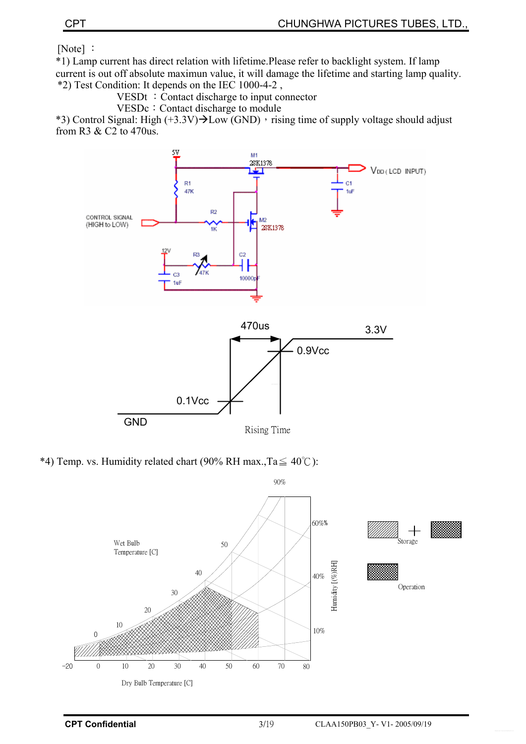[Note] ：

*1) Lamp current has direct relation with lifetime.Please refer to backlight system. If lamp current is out off absolute maximun value, it will damage the lifetime and starting lamp quality.

*2) Test Condition: It depends on the IEC 1000-4-2 ,

VESDt ：Contact discharge to input connector

VESDc：Contact discharge to module

*3) Control Signal: High (+3.3V)→Low (GND)，rising time of supply voltage should adjust from R3 & C2 to 470us.

5V
M1
2SK1378
VDD ( LCD INPUT)
R1
47K
C1
1uF
CONTROL SIGNAL
(HIGH to LOW)
R2
1K
M2
2SK1378
12V
R3
47K
C2
10000pF
C3
1uF

470us
3.3V
0.9Vcc
0.1Vcc
GND
Rising Time

*4) Temp. vs. Humidity related chart (90% RH max.,Ta≦ 40℃):

90%
60%%
40%
10%
Humidity [(%)RH]
Wet Bulb
Temperature [C]
50
40
30
20
10
0
-20
0
10
20
30
40
50
60
70
80
Dry Bulb Temperature [C]
Storage
Operation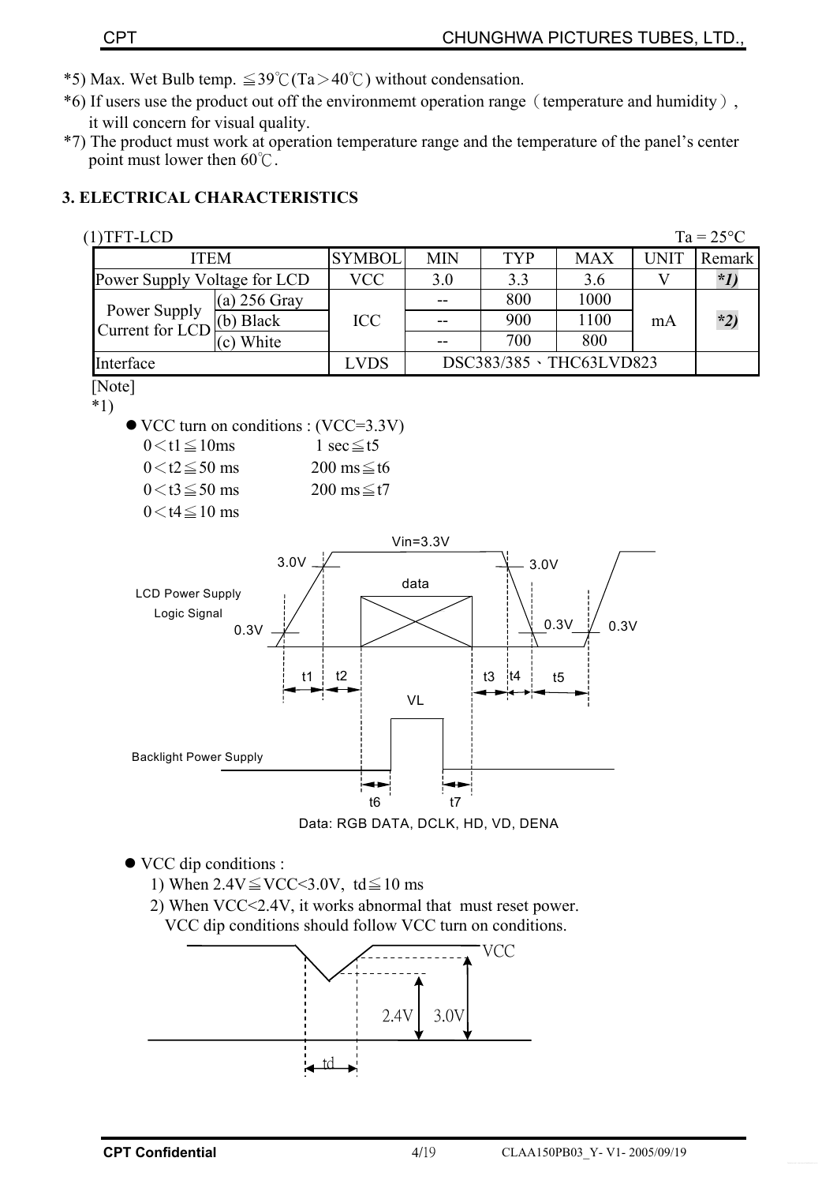*5) Max. Wet Bulb temp. ≦39℃(Ta＞40℃) without condensation.

*6) If users use the product out off the environmemt operation range（temperature and humidity）, it will concern for visual quality.

*7) The product must work at operation temperature range and the temperature of the panel's center point must lower then 60℃.

## 3. ELECTRICAL CHARACTERISTICS

(1)TFT-LCD Ta = 25°C

| ITEM | | SYMBOL | MIN | TYP | MAX | UNIT | Remark |
|---|---|---|---|---|---|---|---|
| Power Supply Voltage for LCD | | VCC | 3.0 | 3.3 | 3.6 | V | *1) |
| Power Supply Current for LCD | (a) 256 Gray | ICC | -- | 800 | 1000 | mA | *2) |
| | (b) Black | | -- | 900 | 1100 | | |
| | (c) White | | -- | 700 | 800 | | |
| Interface | | LVDS | DSC383/385、THC63LVD823 | | | | |

[Note]

*1)

- VCC turn on conditions : (VCC=3.3V)

  0＜t1≦10ms 1 sec≦t5

  0＜t2≦50 ms 200 ms≦t6

  0＜t3≦50 ms 200 ms≦t7

  0＜t4≦10 ms

Vin=3.3V
3.0V
3.0V
data
LCD Power Supply
Logic Signal
0.3V
0.3V
0.3V
t1 t2 t3 t4 t5
VL
Backlight Power Supply
t6 t7

Data: RGB DATA, DCLK, HD, VD, DENA

- VCC dip conditions :
  1) When 2.4V≦VCC<3.0V, td≦10 ms
  2) When VCC<2.4V, it works abnormal that must reset power.
     VCC dip conditions should follow VCC turn on conditions.

VCC
2.4V
3.0V
td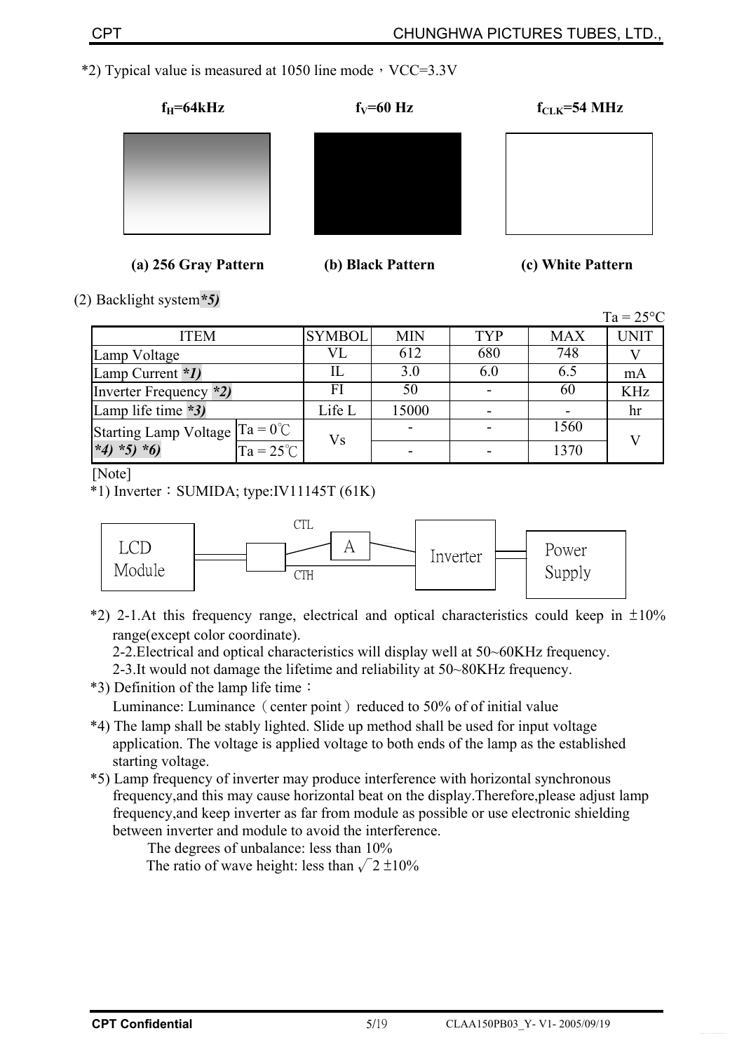*2) Typical value is measured at 1050 line mode，VCC=3.3V

$f_H$=64kHz

$f_V$=60 Hz

$f_{CLK}$=54 MHz

(a) 256 Gray Pattern

(b) Black Pattern

(c) White Pattern

(2) Backlight system*5)

Ta = 25°C

| ITEM | | SYMBOL | MIN | TYP | MAX | UNIT |
|---|---|---|---|---|---|---|
| Lamp Voltage | | VL | 612 | 680 | 748 | V |
| Lamp Current *1) | | IL | 3.0 | 6.0 | 6.5 | mA |
| Inverter Frequency *2) | | FI | 50 | - | 60 | KHz |
| Lamp life time *3) | | Life L | 15000 | - | - | hr |
| Starting Lamp Voltage *4) *5) *6) | Ta = 0℃ | Vs | - | - | 1560 | V |
| | Ta = 25℃ | | - | - | 1370 | |

[Note]

*1) Inverter：SUMIDA; type:IV11145T (61K)

LCD Module

CTL

A

CTH

Inverter

Power Supply

*2) 2-1.At this frequency range, electrical and optical characteristics could keep in ±10% range(except color coordinate).

2-2.Electrical and optical characteristics will display well at 50~60KHz frequency.

2-3.It would not damage the lifetime and reliability at 50~80KHz frequency.

*3) Definition of the lamp life time：

Luminance: Luminance（center point）reduced to 50% of of initial value

*4) The lamp shall be stably lighted. Slide up method shall be used for input voltage application. The voltage is applied voltage to both ends of the lamp as the established starting voltage.

*5) Lamp frequency of inverter may produce interference with horizontal synchronous frequency,and this may cause horizontal beat on the display.Therefore,please adjust lamp frequency,and keep inverter as far from module as possible or use electronic shielding between inverter and module to avoid the interference.

The degrees of unbalance: less than 10%

The ratio of wave height: less than $\sqrt{2}$ ±10%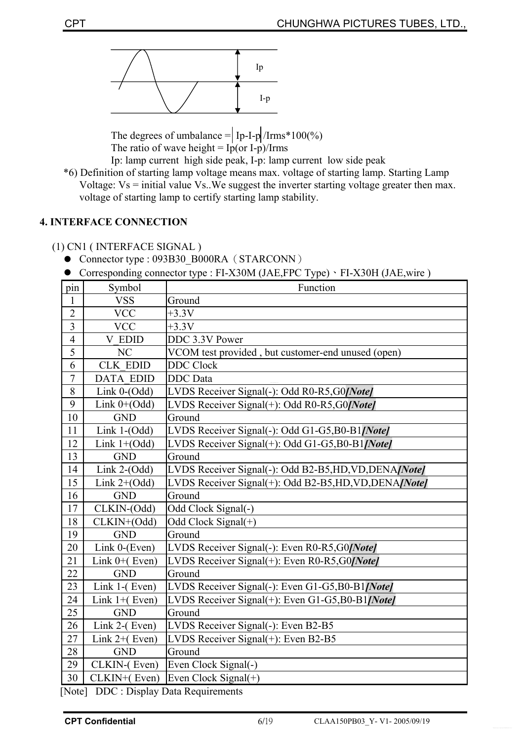Ip

I-p

The degrees of umbalance = | Ip-I-p| /Irms*100(%)

The ratio of wave height = Ip(or I-p)/Irms

Ip: lamp current high side peak, I-p: lamp current low side peak

*6) Definition of starting lamp voltage means max. voltage of starting lamp. Starting Lamp Voltage: Vs = initial value Vs..We suggest the inverter starting voltage greater then max. voltage of starting lamp to certify starting lamp stability.

## 4. INTERFACE CONNECTION

(1) CN1 ( INTERFACE SIGNAL )

- Connector type : 093B30_B000RA（STARCONN）
- Corresponding connector type : FI-X30M (JAE,FPC Type)、FI-X30H (JAE,wire )

| pin | Symbol | Function |
|---|---|---|
| 1 | VSS | Ground |
| 2 | VCC | +3.3V |
| 3 | VCC | +3.3V |
| 4 | V_EDID | DDC 3.3V Power |
| 5 | NC | VCOM test provided , but customer-end unused (open) |
| 6 | CLK_EDID | DDC Clock |
| 7 | DATA_EDID | DDC Data |
| 8 | Link 0-(Odd) | LVDS Receiver Signal(-): Odd R0-R5,G0***[Note]*** |
| 9 | Link 0+(Odd) | LVDS Receiver Signal(+): Odd R0-R5,G0***[Note]*** |
| 10 | GND | Ground |
| 11 | Link 1-(Odd) | LVDS Receiver Signal(-): Odd G1-G5,B0-B1***[Note]*** |
| 12 | Link 1+(Odd) | LVDS Receiver Signal(+): Odd G1-G5,B0-B1***[Note]*** |
| 13 | GND | Ground |
| 14 | Link 2-(Odd) | LVDS Receiver Signal(-): Odd B2-B5,HD,VD,DENA***[Note]*** |
| 15 | Link 2+(Odd) | LVDS Receiver Signal(+): Odd B2-B5,HD,VD,DENA***[Note]*** |
| 16 | GND | Ground |
| 17 | CLKIN-(Odd) | Odd Clock Signal(-) |
| 18 | CLKIN+(Odd) | Odd Clock Signal(+) |
| 19 | GND | Ground |
| 20 | Link 0-(Even) | LVDS Receiver Signal(-): Even R0-R5,G0***[Note]*** |
| 21 | Link 0+( Even) | LVDS Receiver Signal(+): Even R0-R5,G0***[Note]*** |
| 22 | GND | Ground |
| 23 | Link 1-( Even) | LVDS Receiver Signal(-): Even G1-G5,B0-B1***[Note]*** |
| 24 | Link 1+( Even) | LVDS Receiver Signal(+): Even G1-G5,B0-B1***[Note]*** |
| 25 | GND | Ground |
| 26 | Link 2-( Even) | LVDS Receiver Signal(-): Even B2-B5 |
| 27 | Link 2+( Even) | LVDS Receiver Signal(+): Even B2-B5 |
| 28 | GND | Ground |
| 29 | CLKIN-( Even) | Even Clock Signal(-) |
| 30 | CLKIN+( Even) | Even Clock Signal(+) |

[Note] DDC : Display Data Requirements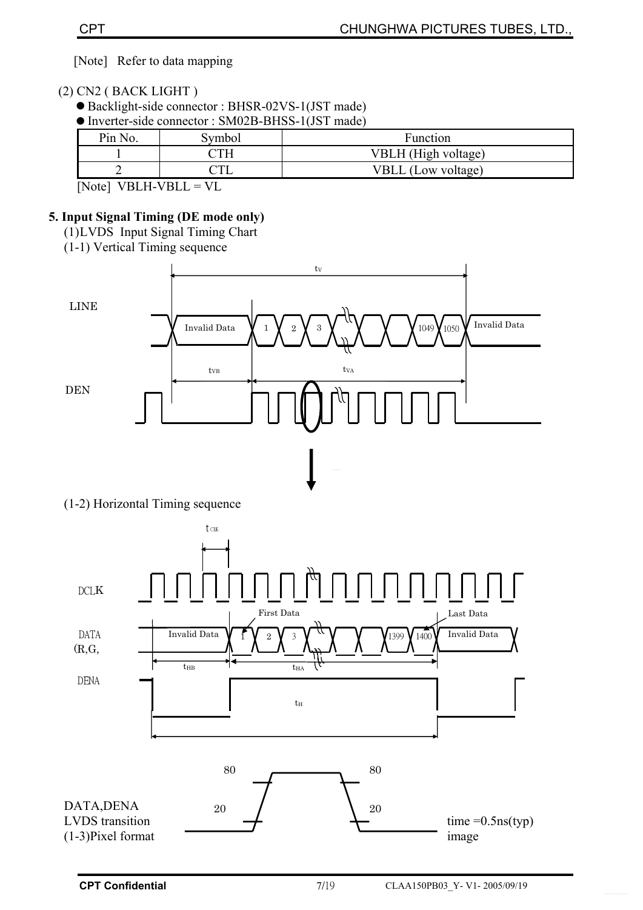[Note] Refer to data mapping

(2) CN2 ( BACK LIGHT )

- Backlight-side connector : BHSR-02VS-1(JST made)
- Inverter-side connector : SM02B-BHSS-1(JST made)

| Pin No. | Symbol | Function |
|---|---|---|
| 1 | CTH | VBLH (High voltage) |
| 2 | CTL | VBLL (Low voltage) |

[Note] VBLH-VBLL = VL

**5. Input Signal Timing (DE mode only)**

(1)LVDS Input Signal Timing Chart

(1-1) Vertical Timing sequence

tV

LINE

Invalid Data 1 2 3 1049 1050 Invalid Data

tVB tVA

DEN

(1-2) Horizontal Timing sequence

tCLK

DCLK

First Data Last Data

DATA (R,G,

Invalid Data 1 2 3 1399 1400 Invalid Data

tHB tHA

DENA

tH

80 80

20 20

DATA,DENA LVDS transition

time =0.5ns(typ)

(1-3)Pixel format image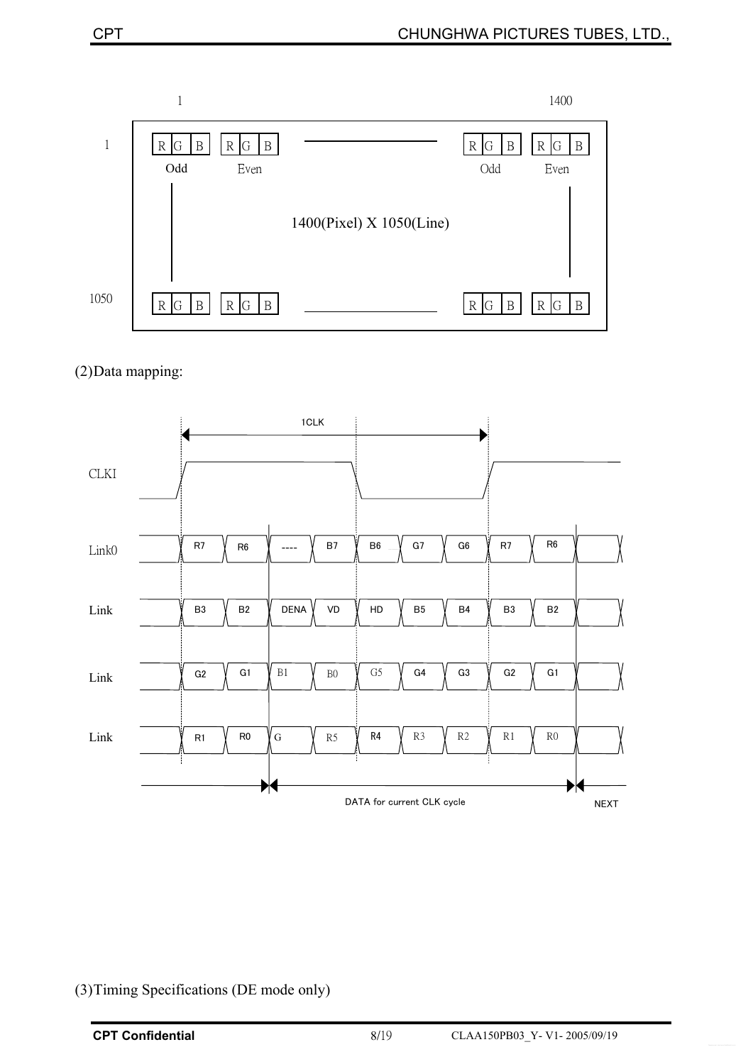1 1400

1 | R G B | R G B | ———— | R G B | R G B |

Odd Even Odd Even

1400(Pixel) X 1050(Line)

1050 | R G B | R G B | ———— | R G B | R G B |

(2)Data mapping:

1CLK

CLKI

Link0 R7 R6 ---- B7 B6 G7 G6 R7 R6

Link B3 B2 DENA VD HD B5 B4 B3 B2

Link G2 G1 B1 B0 G5 G4 G3 G2 G1

Link R1 R0 G R5 R4 R3 R2 R1 R0

DATA for current CLK cycle NEXT

(3)Timing Specifications (DE mode only)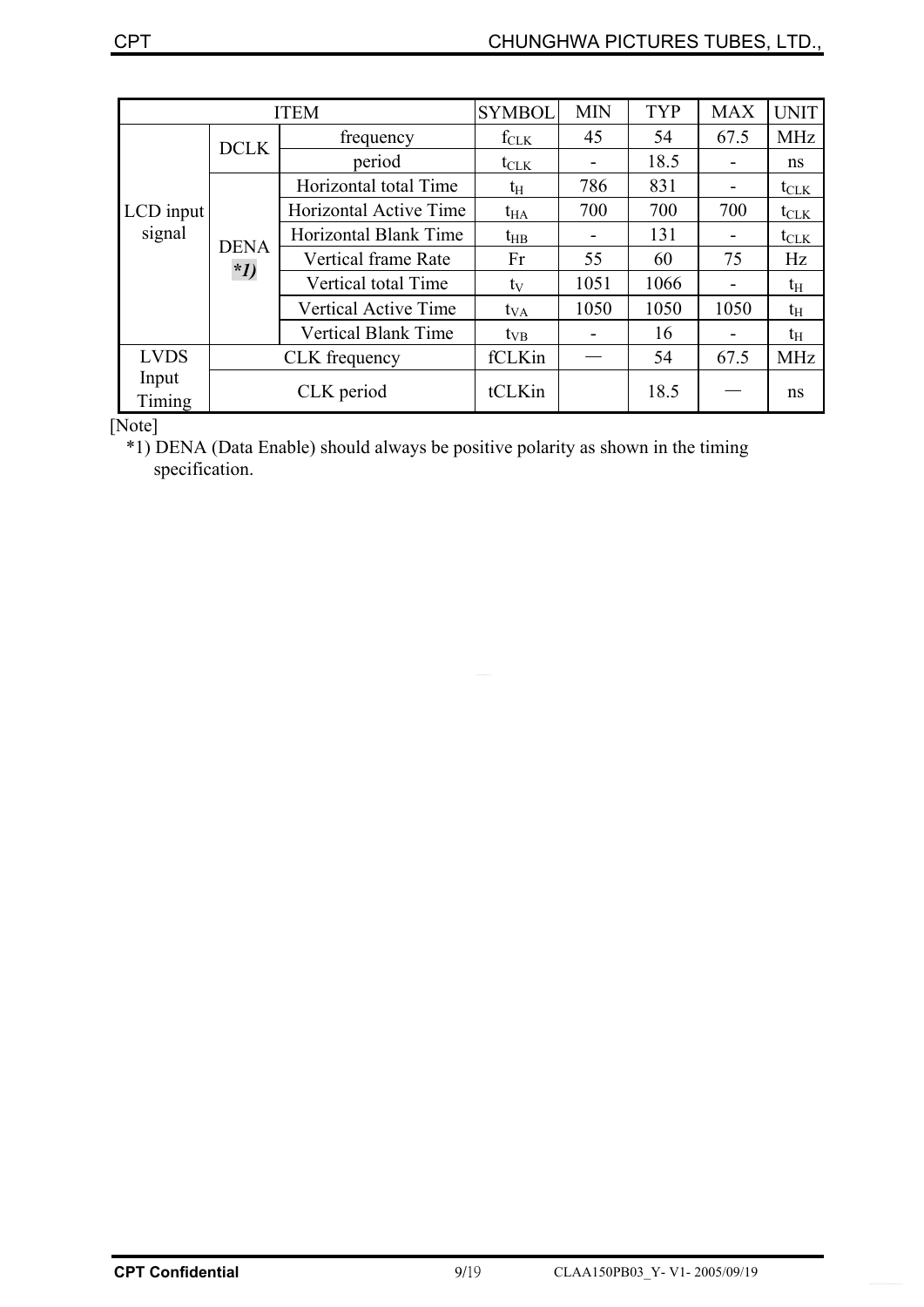| ITEM | | | SYMBOL | MIN | TYP | MAX | UNIT |
|---|---|---|---|---|---|---|---|
| LCD input signal | DCLK | frequency | $f_{CLK}$ | 45 | 54 | 67.5 | MHz |
| | | period | $t_{CLK}$ | - | 18.5 | - | ns |
| | DENA *1) | Horizontal total Time | $t_H$ | 786 | 831 | - | $t_{CLK}$ |
| | | Horizontal Active Time | $t_{HA}$ | 700 | 700 | 700 | $t_{CLK}$ |
| | | Horizontal Blank Time | $t_{HB}$ | - | 131 | - | $t_{CLK}$ |
| | | Vertical frame Rate | Fr | 55 | 60 | 75 | Hz |
| | | Vertical total Time | $t_V$ | 1051 | 1066 | - | $t_H$ |
| | | Vertical Active Time | $t_{VA}$ | 1050 | 1050 | 1050 | $t_H$ |
| | | Vertical Blank Time | $t_{VB}$ | - | 16 | - | $t_H$ |
| LVDS Input Timing | CLK frequency | | fCLKin | — | 54 | 67.5 | MHz |
| | CLK period | | tCLKin | | 18.5 | — | ns |

[Note]

*1) DENA (Data Enable) should always be positive polarity as shown in the timing specification.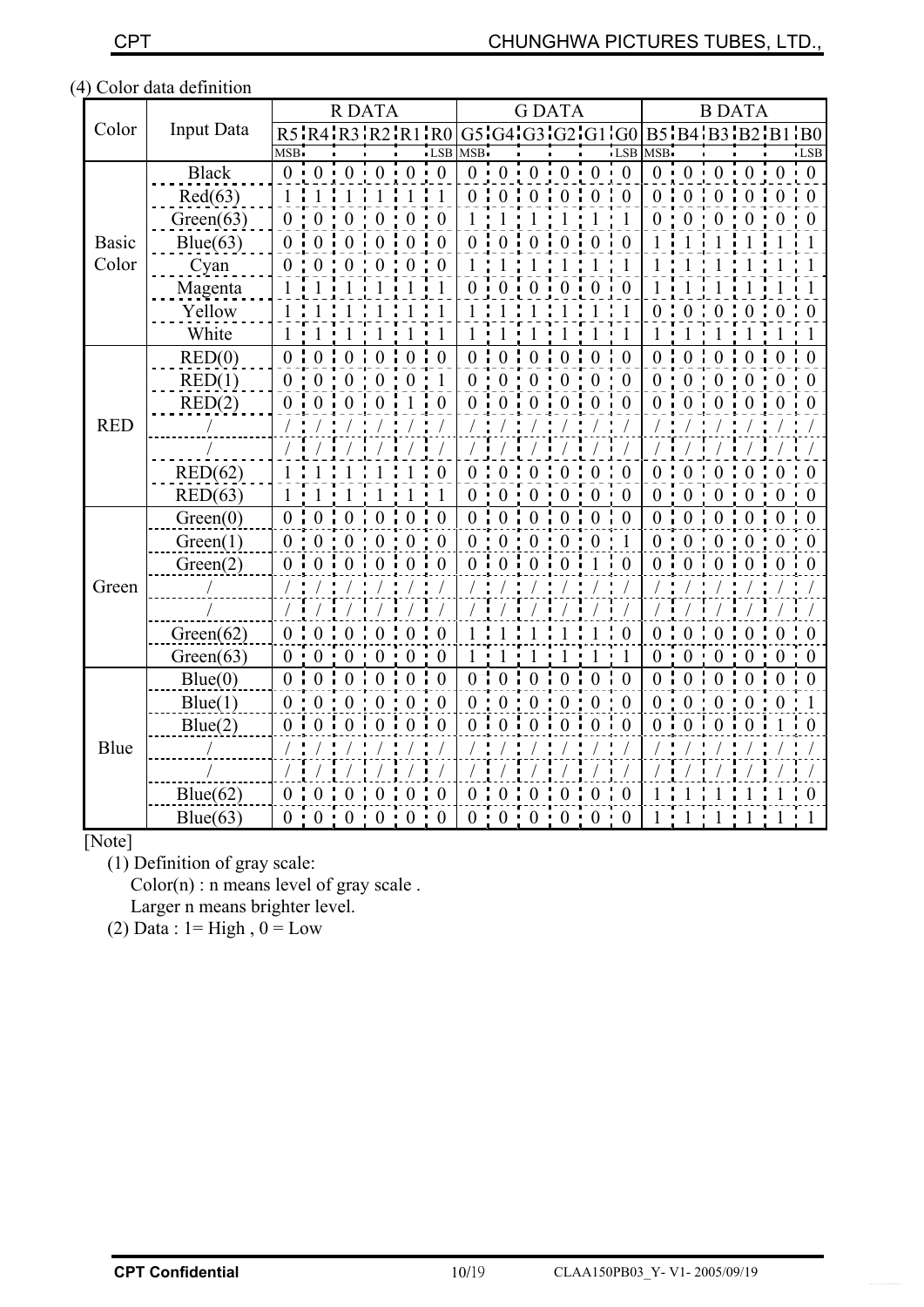(4) Color data definition

| Color | Input Data | R DATA | | | | | | G DATA | | | | | | B DATA | | | | | |
|---|---|---|---|---|---|---|---|---|---|---|---|---|---|---|---|---|---|---|---|
| | | R5 MSB | R4 | R3 | R2 | R1 | R0 LSB | G5 MSB | G4 | G3 | G2 | G1 | G0 LSB | B5 MSB | B4 | B3 | B2 | B1 | B0 LSB |
| Basic Color | Black | 0 | 0 | 0 | 0 | 0 | 0 | 0 | 0 | 0 | 0 | 0 | 0 | 0 | 0 | 0 | 0 | 0 | 0 |
| | Red(63) | 1 | 1 | 1 | 1 | 1 | 1 | 0 | 0 | 0 | 0 | 0 | 0 | 0 | 0 | 0 | 0 | 0 | 0 |
| | Green(63) | 0 | 0 | 0 | 0 | 0 | 0 | 1 | 1 | 1 | 1 | 1 | 1 | 0 | 0 | 0 | 0 | 0 | 0 |
| | Blue(63) | 0 | 0 | 0 | 0 | 0 | 0 | 0 | 0 | 0 | 0 | 0 | 0 | 1 | 1 | 1 | 1 | 1 | 1 |
| | Cyan | 0 | 0 | 0 | 0 | 0 | 0 | 1 | 1 | 1 | 1 | 1 | 1 | 1 | 1 | 1 | 1 | 1 | 1 |
| | Magenta | 1 | 1 | 1 | 1 | 1 | 1 | 0 | 0 | 0 | 0 | 0 | 0 | 1 | 1 | 1 | 1 | 1 | 1 |
| | Yellow | 1 | 1 | 1 | 1 | 1 | 1 | 1 | 1 | 1 | 1 | 1 | 1 | 0 | 0 | 0 | 0 | 0 | 0 |
| | White | 1 | 1 | 1 | 1 | 1 | 1 | 1 | 1 | 1 | 1 | 1 | 1 | 1 | 1 | 1 | 1 | 1 | 1 |
| RED | RED(0) | 0 | 0 | 0 | 0 | 0 | 0 | 0 | 0 | 0 | 0 | 0 | 0 | 0 | 0 | 0 | 0 | 0 | 0 |
| | RED(1) | 0 | 0 | 0 | 0 | 0 | 1 | 0 | 0 | 0 | 0 | 0 | 0 | 0 | 0 | 0 | 0 | 0 | 0 |
| | RED(2) | 0 | 0 | 0 | 0 | 1 | 0 | 0 | 0 | 0 | 0 | 0 | 0 | 0 | 0 | 0 | 0 | 0 | 0 |
| | / | / | / | / | / | / | / | / | / | / | / | / | / | / | / | / | / | / | / |
| | / | / | / | / | / | / | / | / | / | / | / | / | / | / | / | / | / | / | / |
| | RED(62) | 1 | 1 | 1 | 1 | 1 | 0 | 0 | 0 | 0 | 0 | 0 | 0 | 0 | 0 | 0 | 0 | 0 | 0 |
| | RED(63) | 1 | 1 | 1 | 1 | 1 | 1 | 0 | 0 | 0 | 0 | 0 | 0 | 0 | 0 | 0 | 0 | 0 | 0 |
| Green | Green(0) | 0 | 0 | 0 | 0 | 0 | 0 | 0 | 0 | 0 | 0 | 0 | 0 | 0 | 0 | 0 | 0 | 0 | 0 |
| | Green(1) | 0 | 0 | 0 | 0 | 0 | 0 | 0 | 0 | 0 | 0 | 0 | 1 | 0 | 0 | 0 | 0 | 0 | 0 |
| | Green(2) | 0 | 0 | 0 | 0 | 0 | 0 | 0 | 0 | 0 | 0 | 1 | 0 | 0 | 0 | 0 | 0 | 0 | 0 |
| | / | / | / | / | / | / | / | / | / | / | / | / | / | / | / | / | / | / | / |
| | / | / | / | / | / | / | / | / | / | / | / | / | / | / | / | / | / | / | / |
| | Green(62) | 0 | 0 | 0 | 0 | 0 | 0 | 1 | 1 | 1 | 1 | 1 | 0 | 0 | 0 | 0 | 0 | 0 | 0 |
| | Green(63) | 0 | 0 | 0 | 0 | 0 | 0 | 1 | 1 | 1 | 1 | 1 | 1 | 0 | 0 | 0 | 0 | 0 | 0 |
| Blue | Blue(0) | 0 | 0 | 0 | 0 | 0 | 0 | 0 | 0 | 0 | 0 | 0 | 0 | 0 | 0 | 0 | 0 | 0 | 0 |
| | Blue(1) | 0 | 0 | 0 | 0 | 0 | 0 | 0 | 0 | 0 | 0 | 0 | 0 | 0 | 0 | 0 | 0 | 0 | 1 |
| | Blue(2) | 0 | 0 | 0 | 0 | 0 | 0 | 0 | 0 | 0 | 0 | 0 | 0 | 0 | 0 | 0 | 0 | 1 | 0 |
| | / | / | / | / | / | / | / | / | / | / | / | / | / | / | / | / | / | / | / |
| | / | / | / | / | / | / | / | / | / | / | / | / | / | / | / | / | / | / | / |
| | Blue(62) | 0 | 0 | 0 | 0 | 0 | 0 | 0 | 0 | 0 | 0 | 0 | 0 | 1 | 1 | 1 | 1 | 1 | 0 |
| | Blue(63) | 0 | 0 | 0 | 0 | 0 | 0 | 0 | 0 | 0 | 0 | 0 | 0 | 1 | 1 | 1 | 1 | 1 | 1 |

[Note]

(1) Definition of gray scale:
Color(n) : n means level of gray scale .
Larger n means brighter level.

(2) Data : 1= High , 0 = Low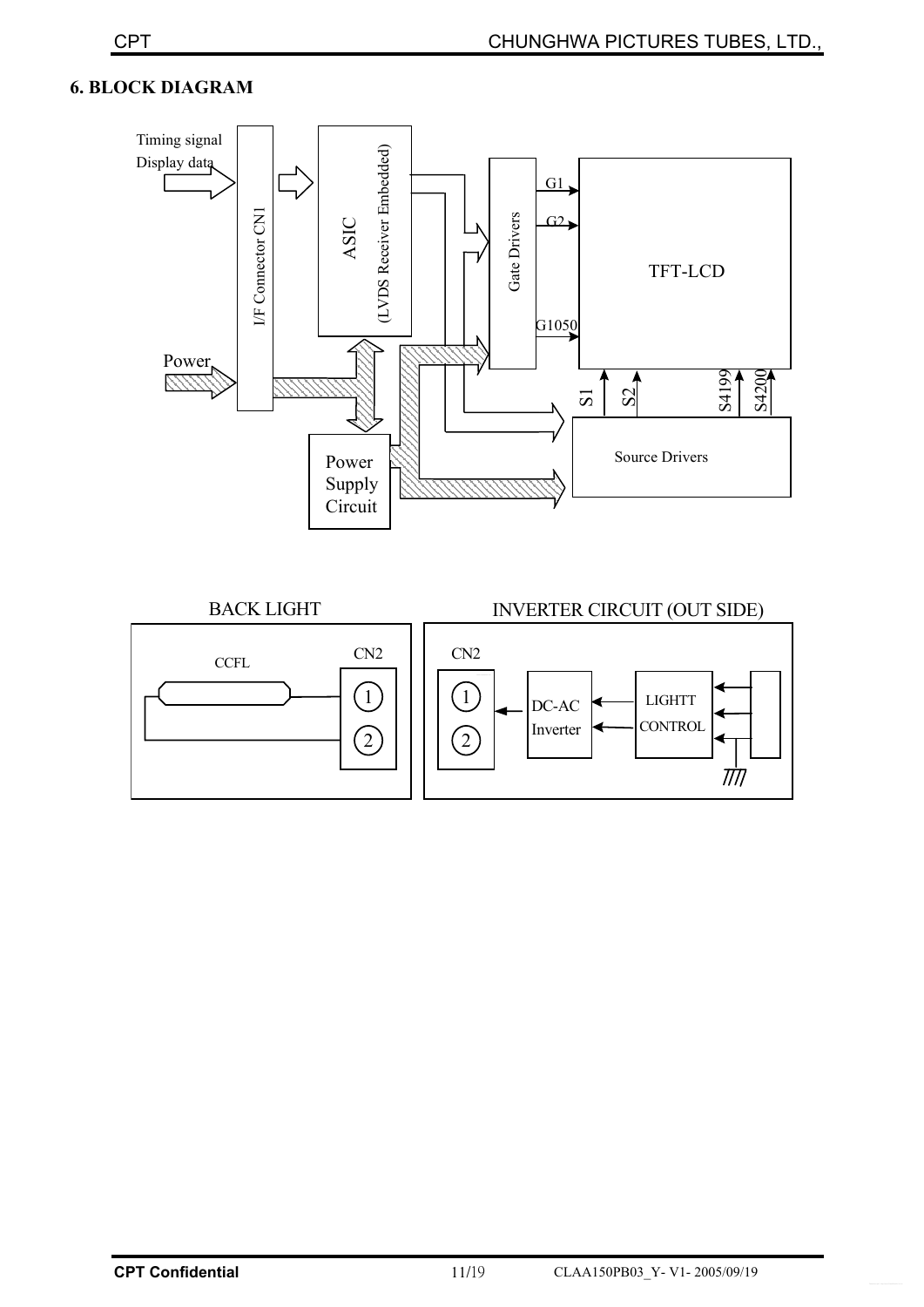## 6. BLOCK DIAGRAM

Timing signal
Display data

I/F Connector CN1

ASIC
(LVDS Receiver Embedded)

Gate Drivers

G1
G2
G1050

TFT-LCD

Power

Power Supply Circuit

S1
S2
S4199
S4200

Source Drivers

BACK LIGHT

CCFL

CN2
1
2

INVERTER CIRCUIT (OUT SIDE)

CN2
1
2

DC-AC Inverter

LIGHTT CONTROL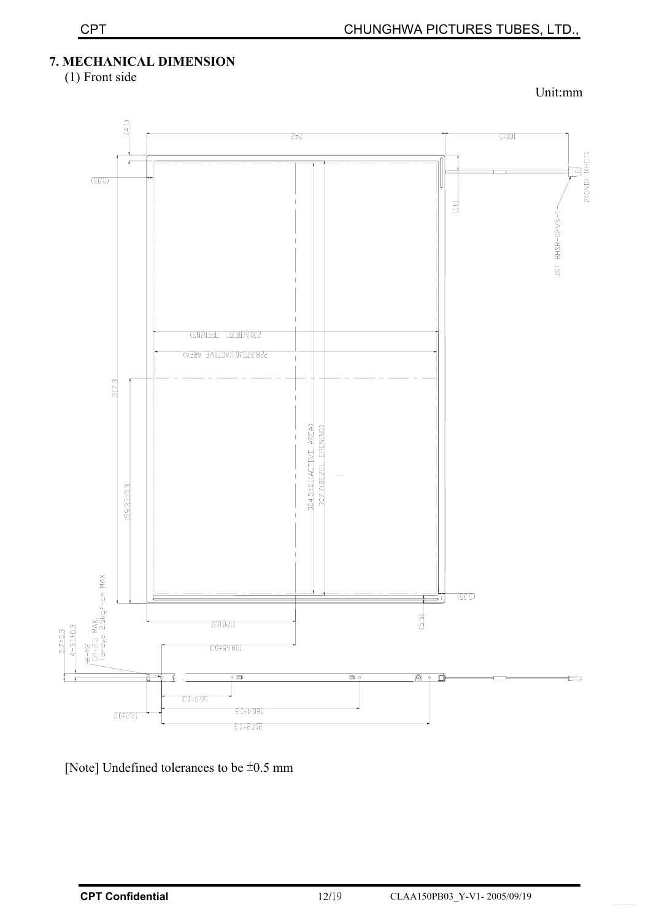## 7. MECHANICAL DIMENSION

(1) Front side

Unit:mm

(4.1)
242
100±5
(5.05)
2(GND) 1(HOT)
11±1
JST BHSR-02VS-1
231.6(BEZEL OPENING)
228.375±0.1(ACTIVE AREA)
317.3
304.5±0.1(ACTIVE AREA)
307.7(BEZEL OPENING)
159.35±0.3
Torque 2.5kgf-cm MAX
D=2.5 MAX
6-M2
4-3.1±0.3
5.7±0.3
(120.85)
(5.5)
(3.35)
108.65±0.3
56.9±0.3
12.2±0.2
160.4±0.3
217.2±0.3

[Note] Undefined tolerances to be ±0.5 mm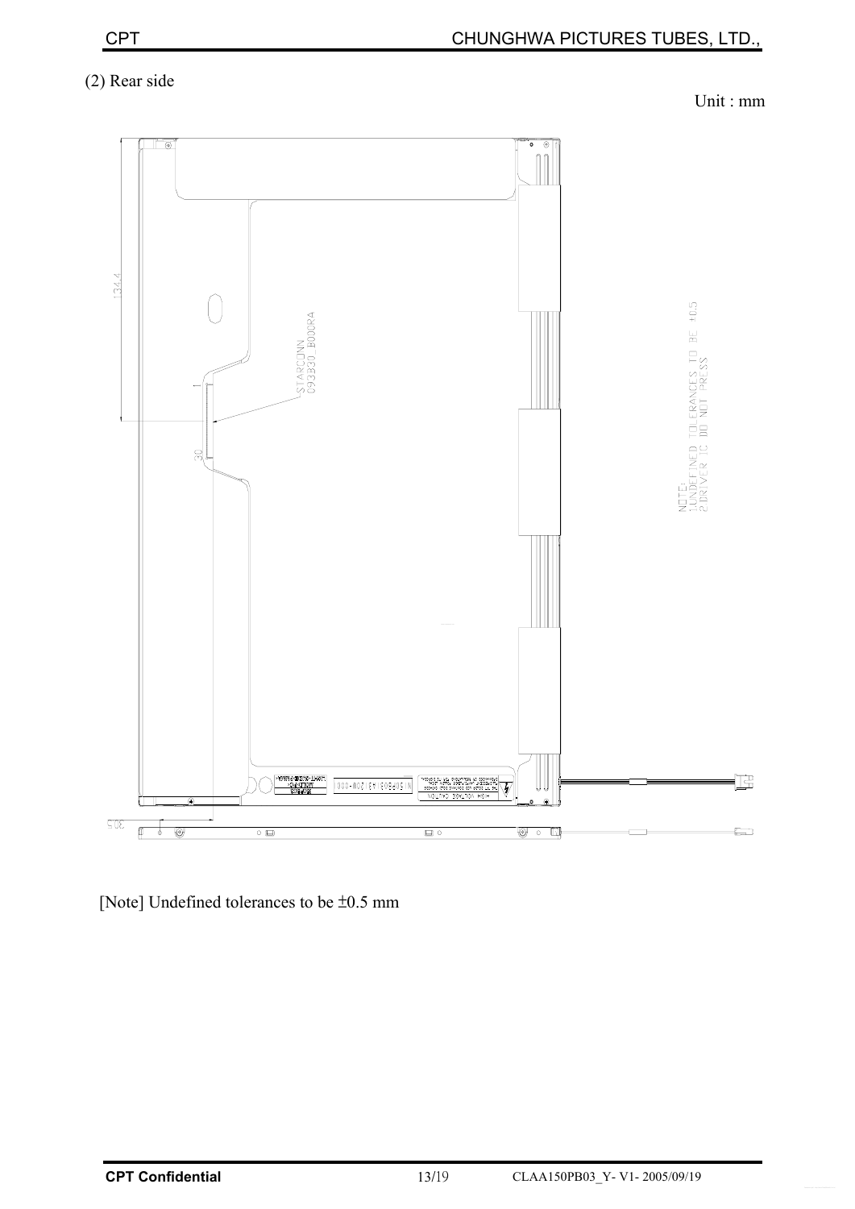(2) Rear side

Unit : mm

134.4

STARCONN
093B30_B000RA

1

30

30.5

NOTE:
1.UNDEFINED TOLERANCES TO BE ±0.5
2.DRIVER IC DO NOT PRESS

HIGH VOLTAGE CAUTION

[Note] Undefined tolerances to be ±0.5 mm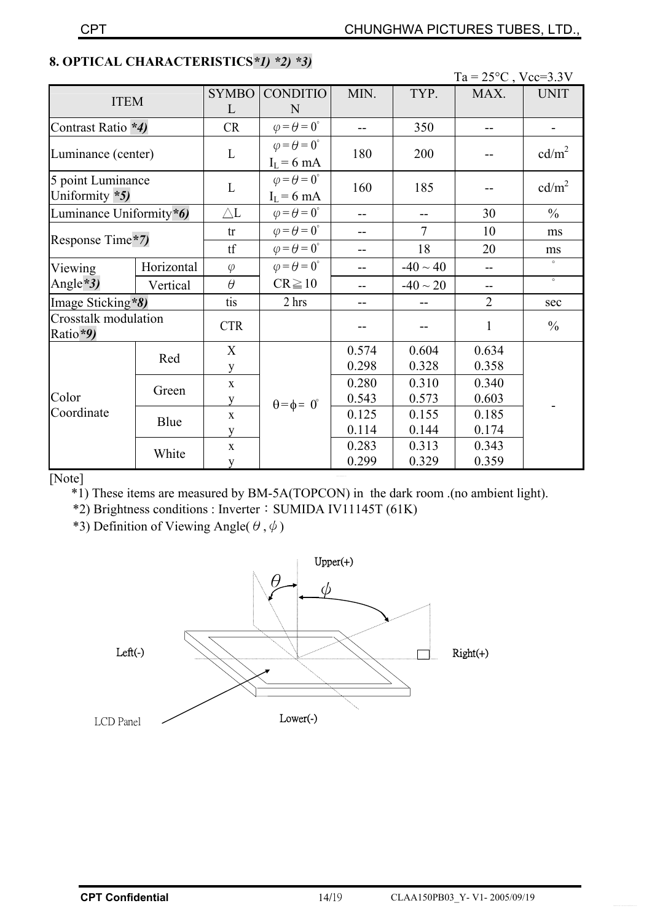## 8. OPTICAL CHARACTERISTICS*1) *2) *3)

Ta = 25°C , Vcc=3.3V

| ITEM | | SYMBOL | CONDITION | MIN. | TYP. | MAX. | UNIT |
|---|---|---|---|---|---|---|---|
| Contrast Ratio *4) | | CR | $\varphi = \theta = 0^{\circ}$ | -- | 350 | -- | - |
| Luminance (center) | | L | $\varphi = \theta = 0^{\circ}$ $I_L = 6$ mA | 180 | 200 | -- | cd/m$^2$ |
| 5 point Luminance Uniformity *5) | | L | $\varphi = \theta = 0^{\circ}$ $I_L = 6$ mA | 160 | 185 | -- | cd/m$^2$ |
| Luminance Uniformity*6) | | △L | $\varphi = \theta = 0^{\circ}$ | -- | -- | 30 | % |
| Response Time*7) | | tr | $\varphi = \theta = 0^{\circ}$ | -- | 7 | 10 | ms |
| | | tf | $\varphi = \theta = 0^{\circ}$ | -- | 18 | 20 | ms |
| Viewing Angle*3) | Horizontal | $\varphi$ | $\varphi = \theta = 0^{\circ}$ CR≧10 | -- | -40 ~ 40 | -- | ° |
| | Vertical | $\theta$ | | -- | -40 ~ 20 | -- | ° |
| Image Sticking*8) | | tis | 2 hrs | -- | -- | 2 | sec |
| Crosstalk modulation Ratio*9) | | CTR | | -- | -- | 1 | % |
| Color Coordinate | Red | X | $\theta = \phi = 0^{\circ}$ | 0.574 | 0.604 | 0.634 | - |
| | | y | | 0.298 | 0.328 | 0.358 | |
| | Green | x | | 0.280 | 0.310 | 0.340 | |
| | | y | | 0.543 | 0.573 | 0.603 | |
| | Blue | x | | 0.125 | 0.155 | 0.185 | |
| | | y | | 0.114 | 0.144 | 0.174 | |
| | White | x | | 0.283 | 0.313 | 0.343 | |
| | | y | | 0.299 | 0.329 | 0.359 | |

[Note]

*1) These items are measured by BM-5A(TOPCON) in the dark room .(no ambient light).

*2) Brightness conditions : Inverter：SUMIDA IV11145T (61K)

*3) Definition of Viewing Angle( $\theta$ , $\phi$ )

Upper(+)

$\theta$ $\phi$

Left(-)

Right(+)

LCD Panel

Lower(-)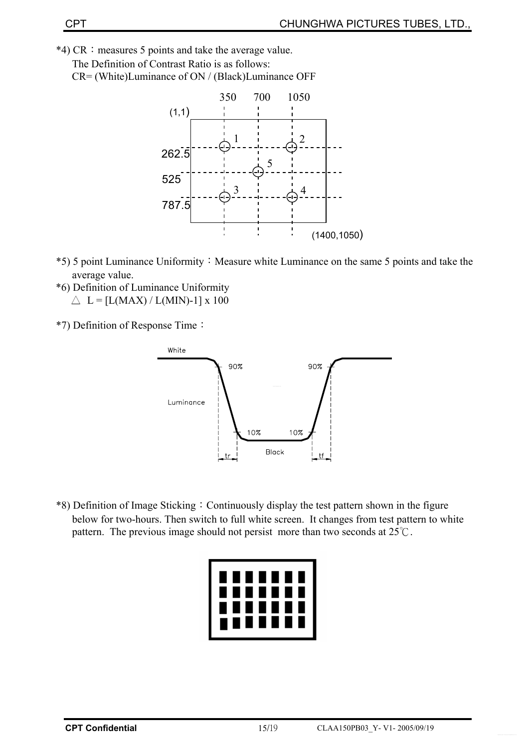*4) CR：measures 5 points and take the average value.

The Definition of Contrast Ratio is as follows:

CR= (White)Luminance of ON / (Black)Luminance OFF

350 700 1050

(1,1)

262.5

525

787.5

1 2 5 3 4

(1400,1050)

*5) 5 point Luminance Uniformity：Measure white Luminance on the same 5 points and take the average value.

*6) Definition of Luminance Uniformity

$\triangle$ L = [L(MAX) / L(MIN)-1] x 100

*7) Definition of Response Time：

White

90% 90%

Luminance

10% 10%

Black

tr tf

*8) Definition of Image Sticking：Continuously display the test pattern shown in the figure below for two-hours. Then switch to full white screen. It changes from test pattern to white pattern. The previous image should not persist more than two seconds at 25℃.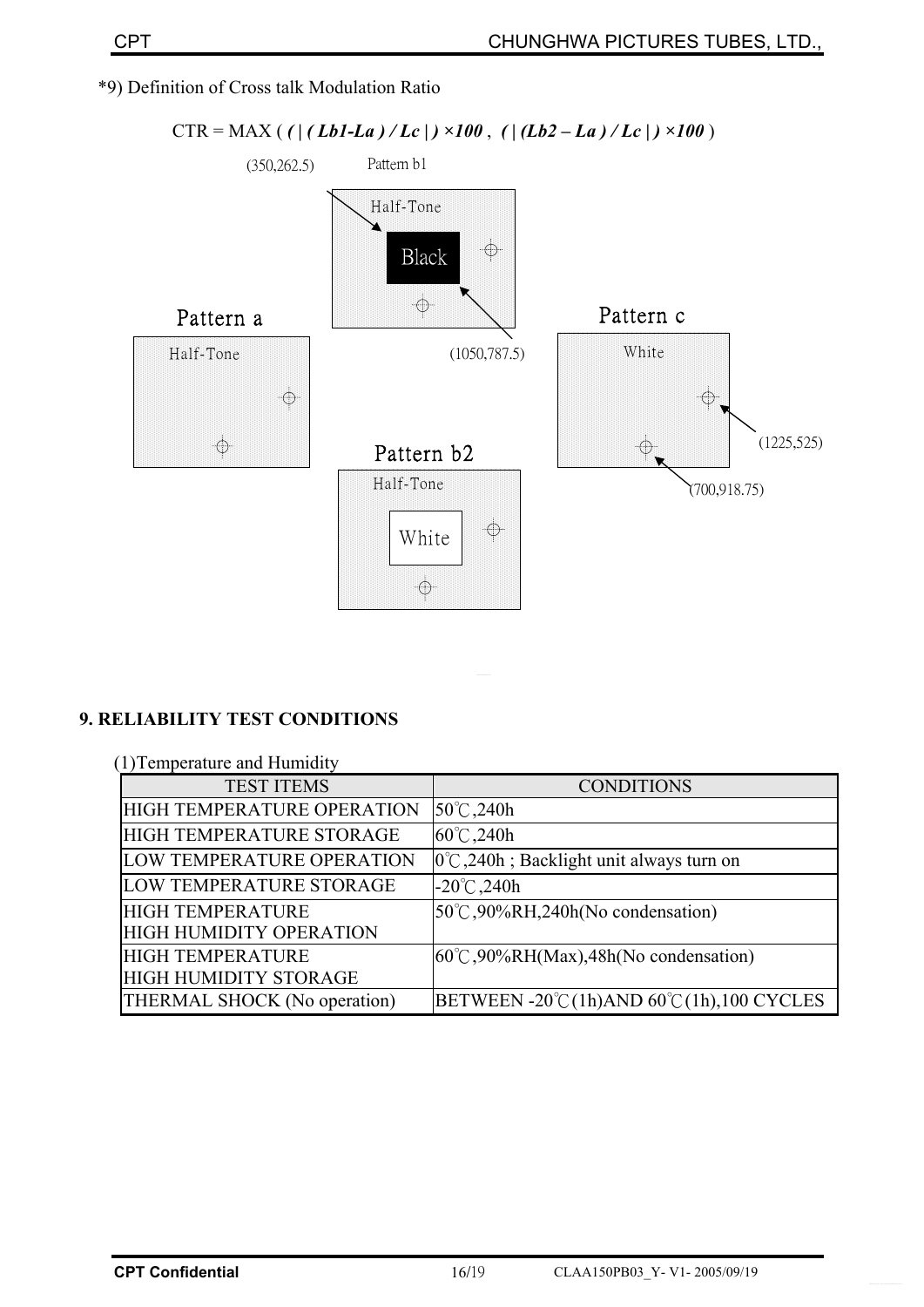*9) Definition of Cross talk Modulation Ratio

$$CTR = MAX\ (\ (\ |\ (\ Lb1-La\ )\ /\ Lc\ |\ )\ \times 100\ ,\ \ (\ |\ (Lb2 - La\ )\ /\ Lc\ |\ )\ \times 100\ )$$

(350,262.5)

Pattern b1

Half-Tone

Black

(1050,787.5)

Pattern a

Half-Tone

Pattern c

White

(1225,525)

(700,918.75)

Pattern b2

Half-Tone

White

## 9. RELIABILITY TEST CONDITIONS

(1)Temperature and Humidity

| TEST ITEMS | CONDITIONS |
|---|---|
| HIGH TEMPERATURE OPERATION | 50℃,240h |
| HIGH TEMPERATURE STORAGE | 60℃,240h |
| LOW TEMPERATURE OPERATION | 0℃,240h ; Backlight unit always turn on |
| LOW TEMPERATURE STORAGE | -20℃,240h |
| HIGH TEMPERATURE HIGH HUMIDITY OPERATION | 50℃,90%RH,240h(No condensation) |
| HIGH TEMPERATURE HIGH HUMIDITY STORAGE | 60℃,90%RH(Max),48h(No condensation) |
| THERMAL SHOCK (No operation) | BETWEEN -20℃(1h)AND 60℃(1h),100 CYCLES |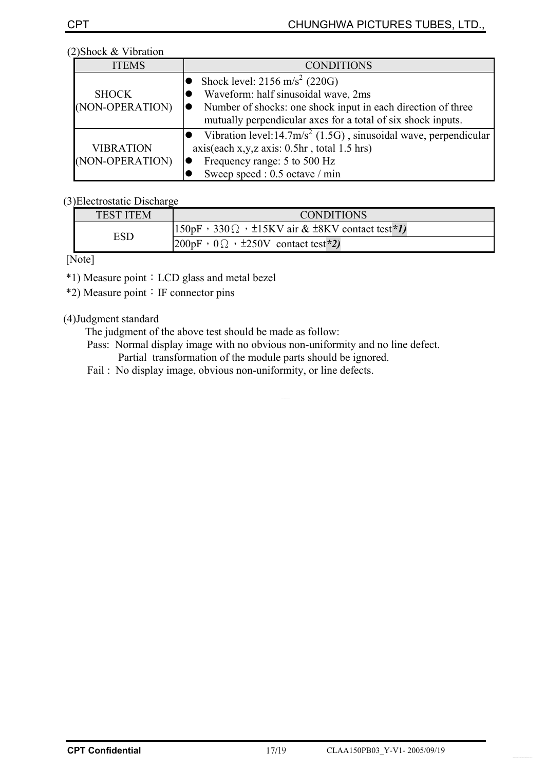(2)Shock & Vibration

| ITEMS | CONDITIONS |
|---|---|
| SHOCK (NON-OPERATION) | ● Shock level: 2156 $m/s^2$ (220G)<br>● Waveform: half sinusoidal wave, 2ms<br>● Number of shocks: one shock input in each direction of three mutually perpendicular axes for a total of six shock inputs. |
| VIBRATION (NON-OPERATION) | ● Vibration level:14.7$m/s^2$ (1.5G) , sinusoidal wave, perpendicular axis(each x,y,z axis: 0.5hr , total 1.5 hrs)<br>● Frequency range: 5 to 500 Hz<br>● Sweep speed : 0.5 octave / min |

(3)Electrostatic Discharge

| TEST ITEM | CONDITIONS |
|---|---|
| ESD | 150pF，330Ω，±15KV air & ±8KV contact test ***1)** |
| | 200pF，0Ω，±250V contact test ***2)** |

[Note]

*1) Measure point：LCD glass and metal bezel

*2) Measure point：IF connector pins

(4)Judgment standard

The judgment of the above test should be made as follow:

Pass: Normal display image with no obvious non-uniformity and no line defect. Partial transformation of the module parts should be ignored.

Fail : No display image, obvious non-uniformity, or line defects.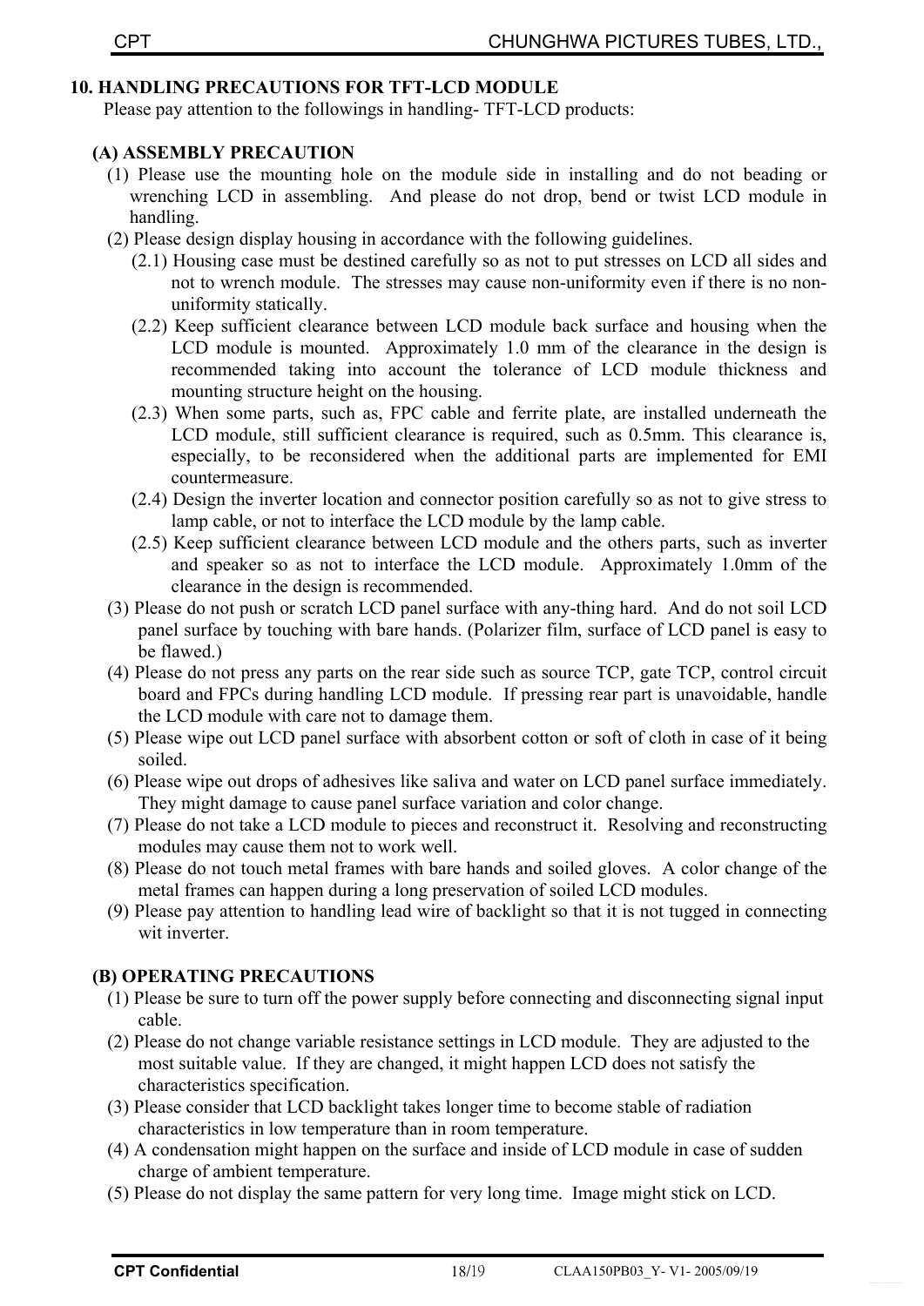## 10. HANDLING PRECAUTIONS FOR TFT-LCD MODULE

Please pay attention to the followings in handling- TFT-LCD products:

### (A) ASSEMBLY PRECAUTION

(1) Please use the mounting hole on the module side in installing and do not beading or wrenching LCD in assembling. And please do not drop, bend or twist LCD module in handling.

(2) Please design display housing in accordance with the following guidelines.

(2.1) Housing case must be destined carefully so as not to put stresses on LCD all sides and not to wrench module. The stresses may cause non-uniformity even if there is no non-uniformity statically.

(2.2) Keep sufficient clearance between LCD module back surface and housing when the LCD module is mounted. Approximately 1.0 mm of the clearance in the design is recommended taking into account the tolerance of LCD module thickness and mounting structure height on the housing.

(2.3) When some parts, such as, FPC cable and ferrite plate, are installed underneath the LCD module, still sufficient clearance is required, such as 0.5mm. This clearance is, especially, to be reconsidered when the additional parts are implemented for EMI countermeasure.

(2.4) Design the inverter location and connector position carefully so as not to give stress to lamp cable, or not to interface the LCD module by the lamp cable.

(2.5) Keep sufficient clearance between LCD module and the others parts, such as inverter and speaker so as not to interface the LCD module. Approximately 1.0mm of the clearance in the design is recommended.

(3) Please do not push or scratch LCD panel surface with any-thing hard. And do not soil LCD panel surface by touching with bare hands. (Polarizer film, surface of LCD panel is easy to be flawed.)

(4) Please do not press any parts on the rear side such as source TCP, gate TCP, control circuit board and FPCs during handling LCD module. If pressing rear part is unavoidable, handle the LCD module with care not to damage them.

(5) Please wipe out LCD panel surface with absorbent cotton or soft of cloth in case of it being soiled.

(6) Please wipe out drops of adhesives like saliva and water on LCD panel surface immediately. They might damage to cause panel surface variation and color change.

(7) Please do not take a LCD module to pieces and reconstruct it. Resolving and reconstructing modules may cause them not to work well.

(8) Please do not touch metal frames with bare hands and soiled gloves. A color change of the metal frames can happen during a long preservation of soiled LCD modules.

(9) Please pay attention to handling lead wire of backlight so that it is not tugged in connecting wit inverter.

### (B) OPERATING PRECAUTIONS

(1) Please be sure to turn off the power supply before connecting and disconnecting signal input cable.

(2) Please do not change variable resistance settings in LCD module. They are adjusted to the most suitable value. If they are changed, it might happen LCD does not satisfy the characteristics specification.

(3) Please consider that LCD backlight takes longer time to become stable of radiation characteristics in low temperature than in room temperature.

(4) A condensation might happen on the surface and inside of LCD module in case of sudden charge of ambient temperature.

(5) Please do not display the same pattern for very long time. Image might stick on LCD.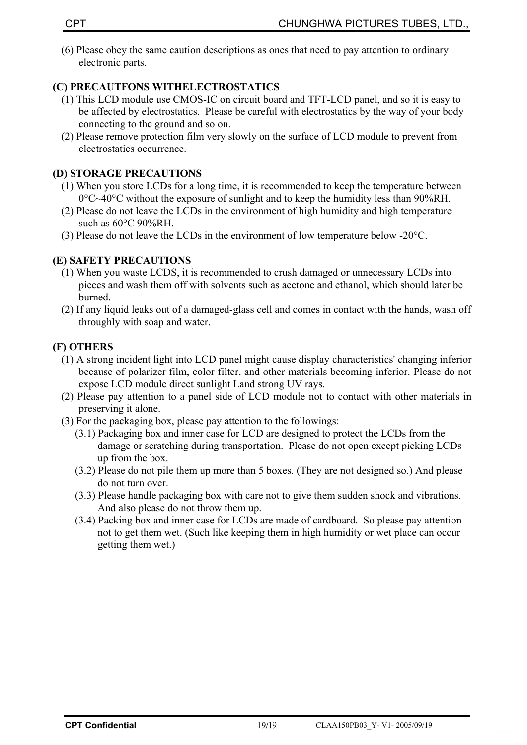(6) Please obey the same caution descriptions as ones that need to pay attention to ordinary electronic parts.

### (C) PRECAUTFONS WITHELECTROSTATICS

(1) This LCD module use CMOS-IC on circuit board and TFT-LCD panel, and so it is easy to be affected by electrostatics. Please be careful with electrostatics by the way of your body connecting to the ground and so on.

(2) Please remove protection film very slowly on the surface of LCD module to prevent from electrostatics occurrence.

### (D) STORAGE PRECAUTIONS

(1) When you store LCDs for a long time, it is recommended to keep the temperature between 0°C~40°C without the exposure of sunlight and to keep the humidity less than 90%RH.

(2) Please do not leave the LCDs in the environment of high humidity and high temperature such as 60°C 90%RH.

(3) Please do not leave the LCDs in the environment of low temperature below -20°C.

### (E) SAFETY PRECAUTIONS

(1) When you waste LCDS, it is recommended to crush damaged or unnecessary LCDs into pieces and wash them off with solvents such as acetone and ethanol, which should later be burned.

(2) If any liquid leaks out of a damaged-glass cell and comes in contact with the hands, wash off throughly with soap and water.

### (F) OTHERS

(1) A strong incident light into LCD panel might cause display characteristics' changing inferior because of polarizer film, color filter, and other materials becoming inferior. Please do not expose LCD module direct sunlight Land strong UV rays.

(2) Please pay attention to a panel side of LCD module not to contact with other materials in preserving it alone.

(3) For the packaging box, please pay attention to the followings:

(3.1) Packaging box and inner case for LCD are designed to protect the LCDs from the damage or scratching during transportation. Please do not open except picking LCDs up from the box.

(3.2) Please do not pile them up more than 5 boxes. (They are not designed so.) And please do not turn over.

(3.3) Please handle packaging box with care not to give them sudden shock and vibrations. And also please do not throw them up.

(3.4) Packing box and inner case for LCDs are made of cardboard. So please pay attention not to get them wet. (Such like keeping them in high humidity or wet place can occur getting them wet.)